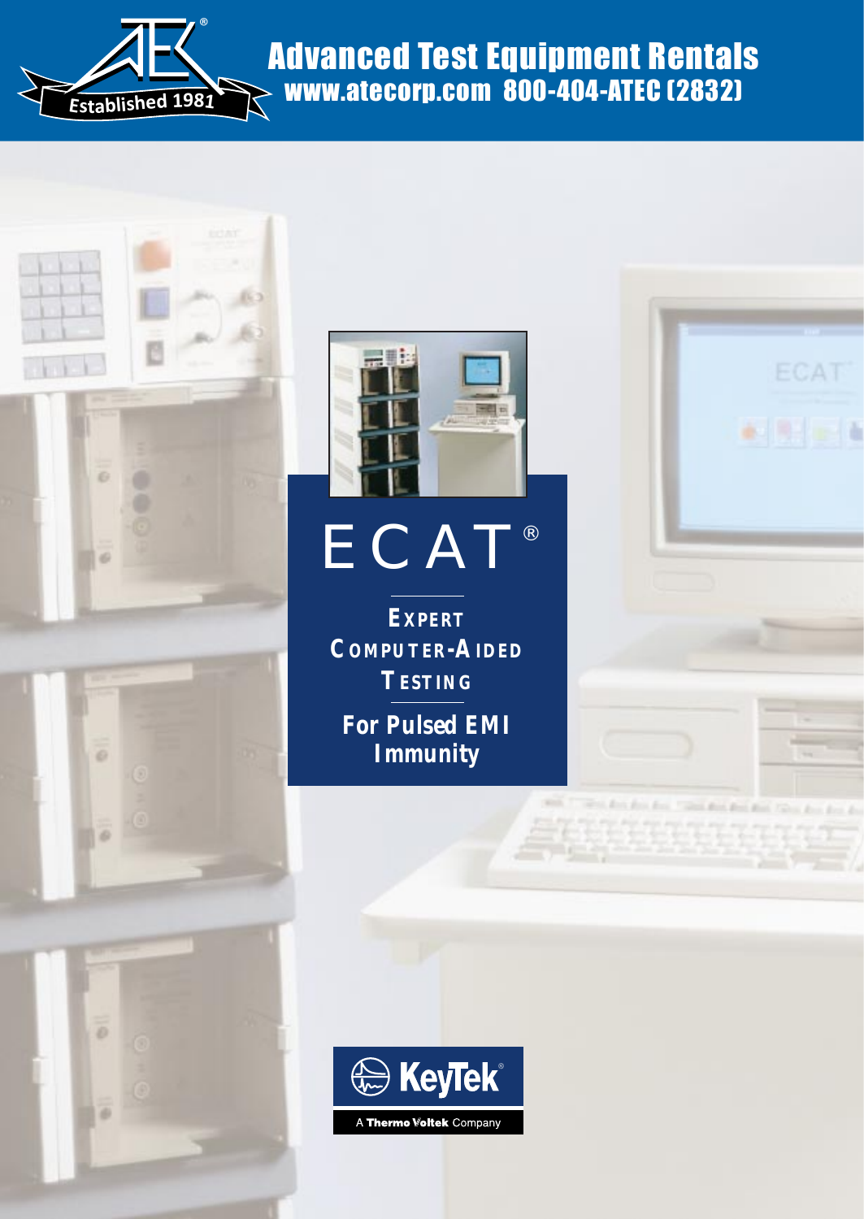Advanced Test Equipment Rentals
www.atecorp.com 800-404-ATEC (2832)

Established 1981

# ECAT®

## Expert Computer-Aided Testing

## For Pulsed EMI Immunity

KeyTek®

A Thermo Voltek Company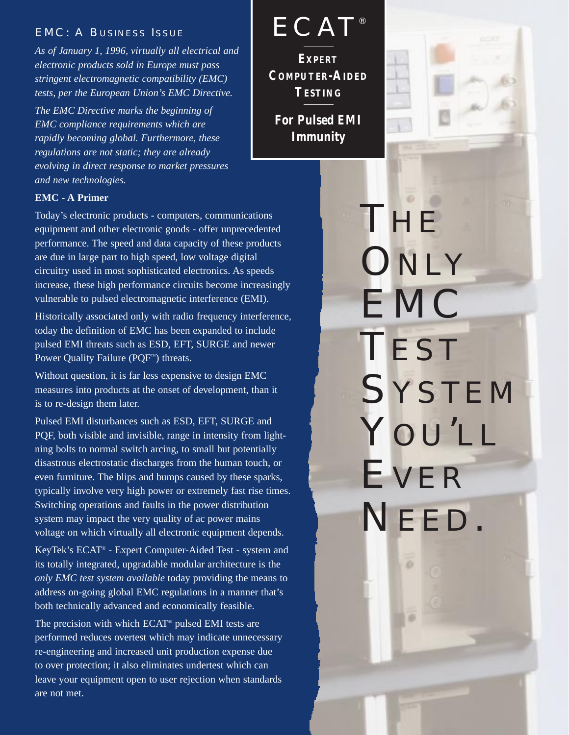## EMC: A Business Issue

*As of January 1, 1996, virtually all electrical and electronic products sold in Europe must pass stringent electromagnetic compatibility (EMC) tests, per the European Union's EMC Directive.*

*The EMC Directive marks the beginning of EMC compliance requirements which are rapidly becoming global. Furthermore, these regulations are not static; they are already evolving in direct response to market pressures and new technologies.*

# ECAT®

**Expert Computer-Aided Testing**

**For Pulsed EMI Immunity**

# The Only EMC Test System You'll Ever Need.

### EMC - A Primer

Today's electronic products - computers, communications equipment and other electronic goods - offer unprecedented performance. The speed and data capacity of these products are due in large part to high speed, low voltage digital circuitry used in most sophisticated electronics. As speeds increase, these high performance circuits become increasingly vulnerable to pulsed electromagnetic interference (EMI).

Historically associated only with radio frequency interference, today the definition of EMC has been expanded to include pulsed EMI threats such as ESD, EFT, SURGE and newer Power Quality Failure (PQF™) threats.

Without question, it is far less expensive to design EMC measures into products at the onset of development, than it is to re-design them later.

Pulsed EMI disturbances such as ESD, EFT, SURGE and PQF, both visible and invisible, range in intensity from lightning bolts to normal switch arcing, to small but potentially disastrous electrostatic discharges from the human touch, or even furniture. The blips and bumps caused by these sparks, typically involve very high power or extremely fast rise times. Switching operations and faults in the power distribution system may impact the very quality of ac power mains voltage on which virtually all electronic equipment depends.

KeyTek's ECAT® - Expert Computer-Aided Test - system and its totally integrated, upgradable modular architecture is the *only EMC test system available* today providing the means to address on-going global EMC regulations in a manner that's both technically advanced and economically feasible.

The precision with which ECAT® pulsed EMI tests are performed reduces overtest which may indicate unnecessary re-engineering and increased unit production expense due to over protection; it also eliminates undertest which can leave your equipment open to user rejection when standards are not met.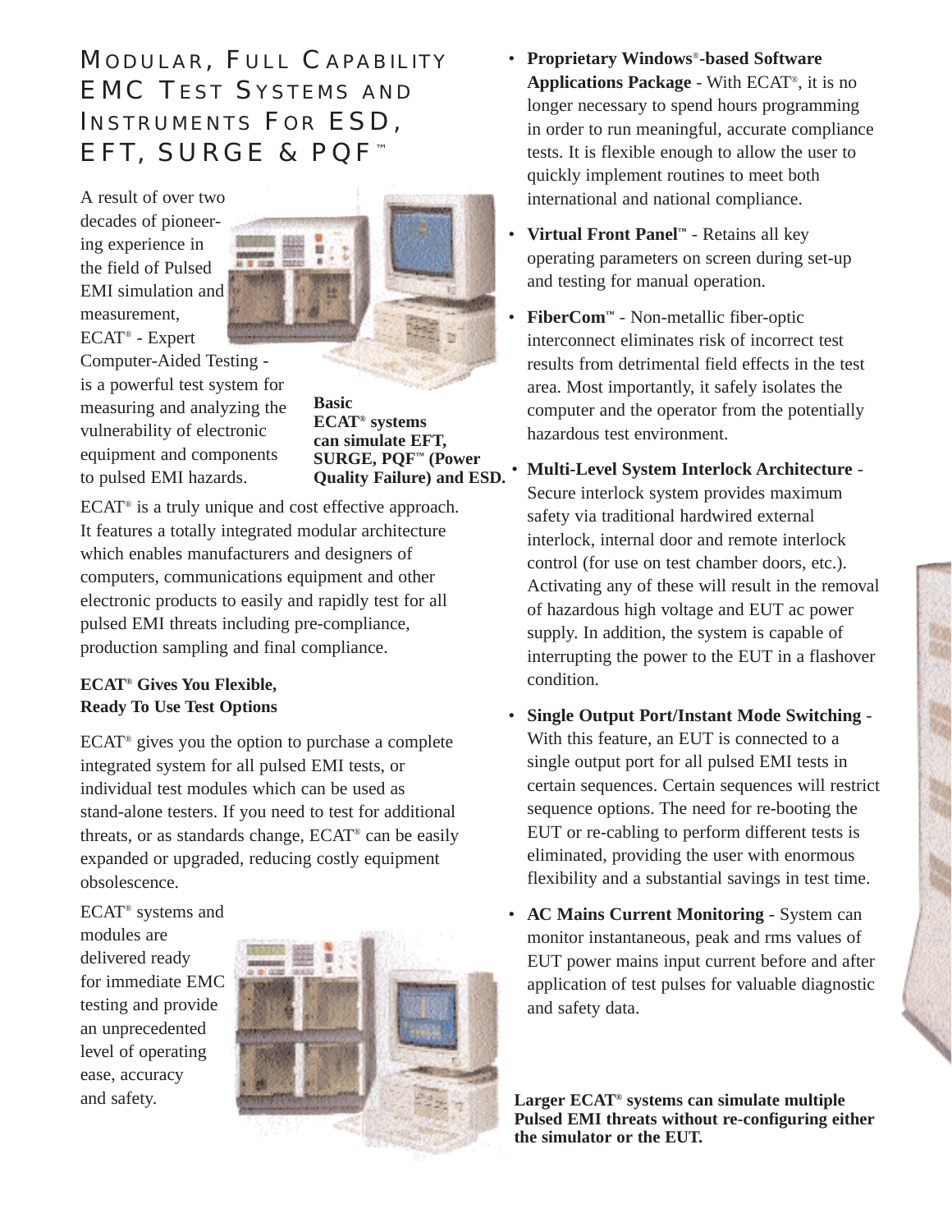# Modular, Full Capability EMC Test Systems and Instruments For ESD, EFT, SURGE & PQF™

A result of over two decades of pioneering experience in the field of Pulsed EMI simulation and measurement, ECAT® - Expert Computer-Aided Testing - is a powerful test system for measuring and analyzing the vulnerability of electronic equipment and components to pulsed EMI hazards.

**Basic ECAT® systems can simulate EFT, SURGE, PQF™ (Power Quality Failure) and ESD.**

ECAT® is a truly unique and cost effective approach. It features a totally integrated modular architecture which enables manufacturers and designers of computers, communications equipment and other electronic products to easily and rapidly test for all pulsed EMI threats including pre-compliance, production sampling and final compliance.

**ECAT® Gives You Flexible, Ready To Use Test Options**

ECAT® gives you the option to purchase a complete integrated system for all pulsed EMI tests, or individual test modules which can be used as stand-alone testers. If you need to test for additional threats, or as standards change, ECAT® can be easily expanded or upgraded, reducing costly equipment obsolescence.

ECAT® systems and modules are delivered ready for immediate EMC testing and provide an unprecedented level of operating ease, accuracy and safety.

- **Proprietary Windows®-based Software Applications Package** - With ECAT®, it is no longer necessary to spend hours programming in order to run meaningful, accurate compliance tests. It is flexible enough to allow the user to quickly implement routines to meet both international and national compliance.
- **Virtual Front Panel™** - Retains all key operating parameters on screen during set-up and testing for manual operation.
- **FiberCom™** - Non-metallic fiber-optic interconnect eliminates risk of incorrect test results from detrimental field effects in the test area. Most importantly, it safely isolates the computer and the operator from the potentially hazardous test environment.
- **Multi-Level System Interlock Architecture** - Secure interlock system provides maximum safety via traditional hardwired external interlock, internal door and remote interlock control (for use on test chamber doors, etc.). Activating any of these will result in the removal of hazardous high voltage and EUT ac power supply. In addition, the system is capable of interrupting the power to the EUT in a flashover condition.
- **Single Output Port/Instant Mode Switching** - With this feature, an EUT is connected to a single output port for all pulsed EMI tests in certain sequences. Certain sequences will restrict sequence options. The need for re-booting the EUT or re-cabling to perform different tests is eliminated, providing the user with enormous flexibility and a substantial savings in test time.
- **AC Mains Current Monitoring** - System can monitor instantaneous, peak and rms values of EUT power mains input current before and after application of test pulses for valuable diagnostic and safety data.

**Larger ECAT® systems can simulate multiple Pulsed EMI threats without re-configuring either the simulator or the EUT.**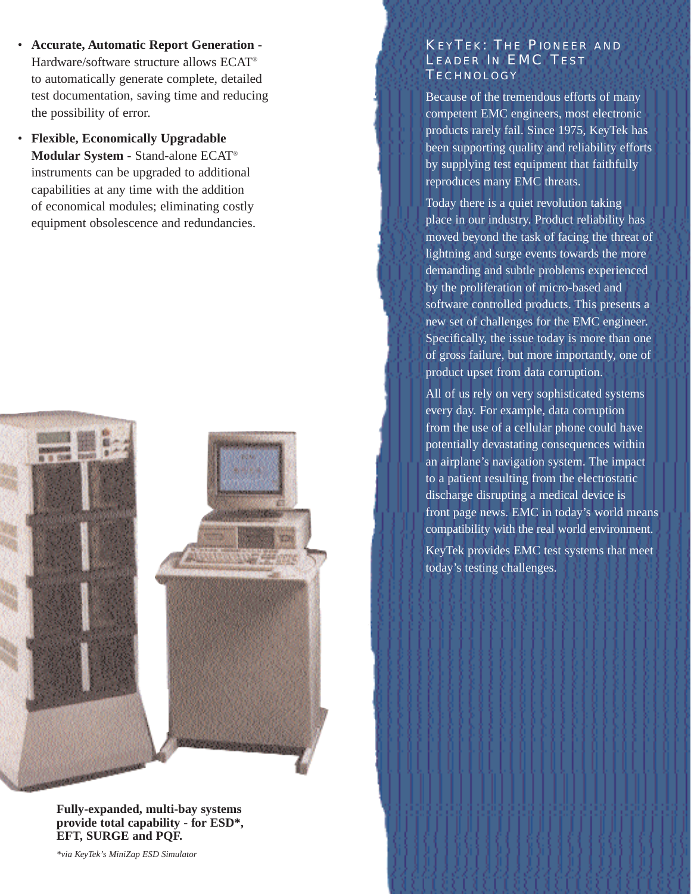- **Accurate, Automatic Report Generation** - Hardware/software structure allows ECAT® to automatically generate complete, detailed test documentation, saving time and reducing the possibility of error.
- **Flexible, Economically Upgradable Modular System** - Stand-alone ECAT® instruments can be upgraded to additional capabilities at any time with the addition of economical modules; eliminating costly equipment obsolescence and redundancies.

**Fully-expanded, multi-bay systems provide total capability - for ESD*, EFT, SURGE and PQF.**

*\*via KeyTek's MiniZap ESD Simulator*

## KeyTek: The Pioneer and Leader In EMC Test Technology

Because of the tremendous efforts of many competent EMC engineers, most electronic products rarely fail. Since 1975, KeyTek has been supporting quality and reliability efforts by supplying test equipment that faithfully reproduces many EMC threats.

Today there is a quiet revolution taking place in our industry. Product reliability has moved beyond the task of facing the threat of lightning and surge events towards the more demanding and subtle problems experienced by the proliferation of micro-based and software controlled products. This presents a new set of challenges for the EMC engineer. Specifically, the issue today is more than one of gross failure, but more importantly, one of product upset from data corruption.

All of us rely on very sophisticated systems every day. For example, data corruption from the use of a cellular phone could have potentially devastating consequences within an airplane's navigation system. The impact to a patient resulting from the electrostatic discharge disrupting a medical device is front page news. EMC in today's world means compatibility with the real world environment.

KeyTek provides EMC test systems that meet today's testing challenges.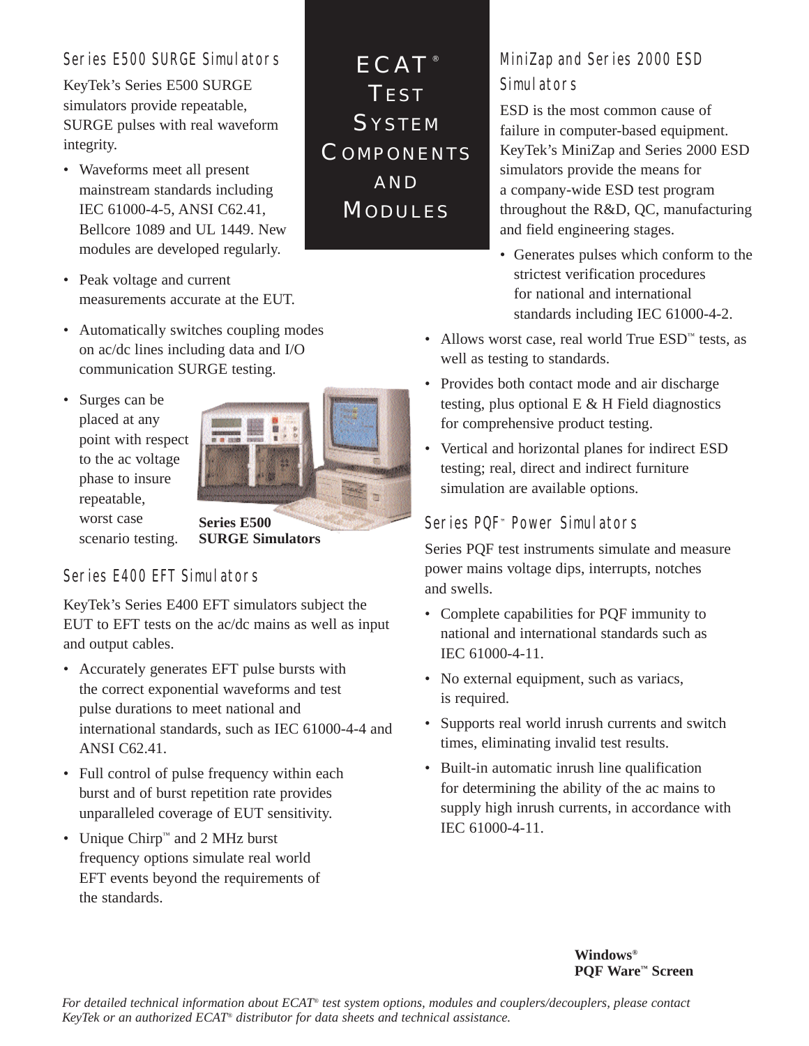# ECAT® Test System Components and Modules

## Series E500 SURGE Simulators

KeyTek's Series E500 SURGE simulators provide repeatable, SURGE pulses with real waveform integrity.

- Waveforms meet all present mainstream standards including IEC 61000-4-5, ANSI C62.41, Bellcore 1089 and UL 1449. New modules are developed regularly.
- Peak voltage and current measurements accurate at the EUT.
- Automatically switches coupling modes on ac/dc lines including data and I/O communication SURGE testing.
- Surges can be placed at any point with respect to the ac voltage phase to insure repeatable, worst case scenario testing.

**Series E500 SURGE Simulators**

## Series E400 EFT Simulators

KeyTek's Series E400 EFT simulators subject the EUT to EFT tests on the ac/dc mains as well as input and output cables.

- Accurately generates EFT pulse bursts with the correct exponential waveforms and test pulse durations to meet national and international standards, such as IEC 61000-4-4 and ANSI C62.41.
- Full control of pulse frequency within each burst and of burst repetition rate provides unparalleled coverage of EUT sensitivity.
- Unique Chirp™ and 2 MHz burst frequency options simulate real world EFT events beyond the requirements of the standards.

## MiniZap and Series 2000 ESD Simulators

ESD is the most common cause of failure in computer-based equipment. KeyTek's MiniZap and Series 2000 ESD simulators provide the means for a company-wide ESD test program throughout the R&D, QC, manufacturing and field engineering stages.

- Generates pulses which conform to the strictest verification procedures for national and international standards including IEC 61000-4-2.
- Allows worst case, real world True ESD™ tests, as well as testing to standards.
- Provides both contact mode and air discharge testing, plus optional E & H Field diagnostics for comprehensive product testing.
- Vertical and horizontal planes for indirect ESD testing; real, direct and indirect furniture simulation are available options.

## Series PQF™ Power Simulators

Series PQF test instruments simulate and measure power mains voltage dips, interrupts, notches and swells.

- Complete capabilities for PQF immunity to national and international standards such as IEC 61000-4-11.
- No external equipment, such as variacs, is required.
- Supports real world inrush currents and switch times, eliminating invalid test results.
- Built-in automatic inrush line qualification for determining the ability of the ac mains to supply high inrush currents, in accordance with IEC 61000-4-11.

**Windows® PQF Ware™ Screen**

*For detailed technical information about ECAT® test system options, modules and couplers/decouplers, please contact KeyTek or an authorized ECAT® distributor for data sheets and technical assistance.*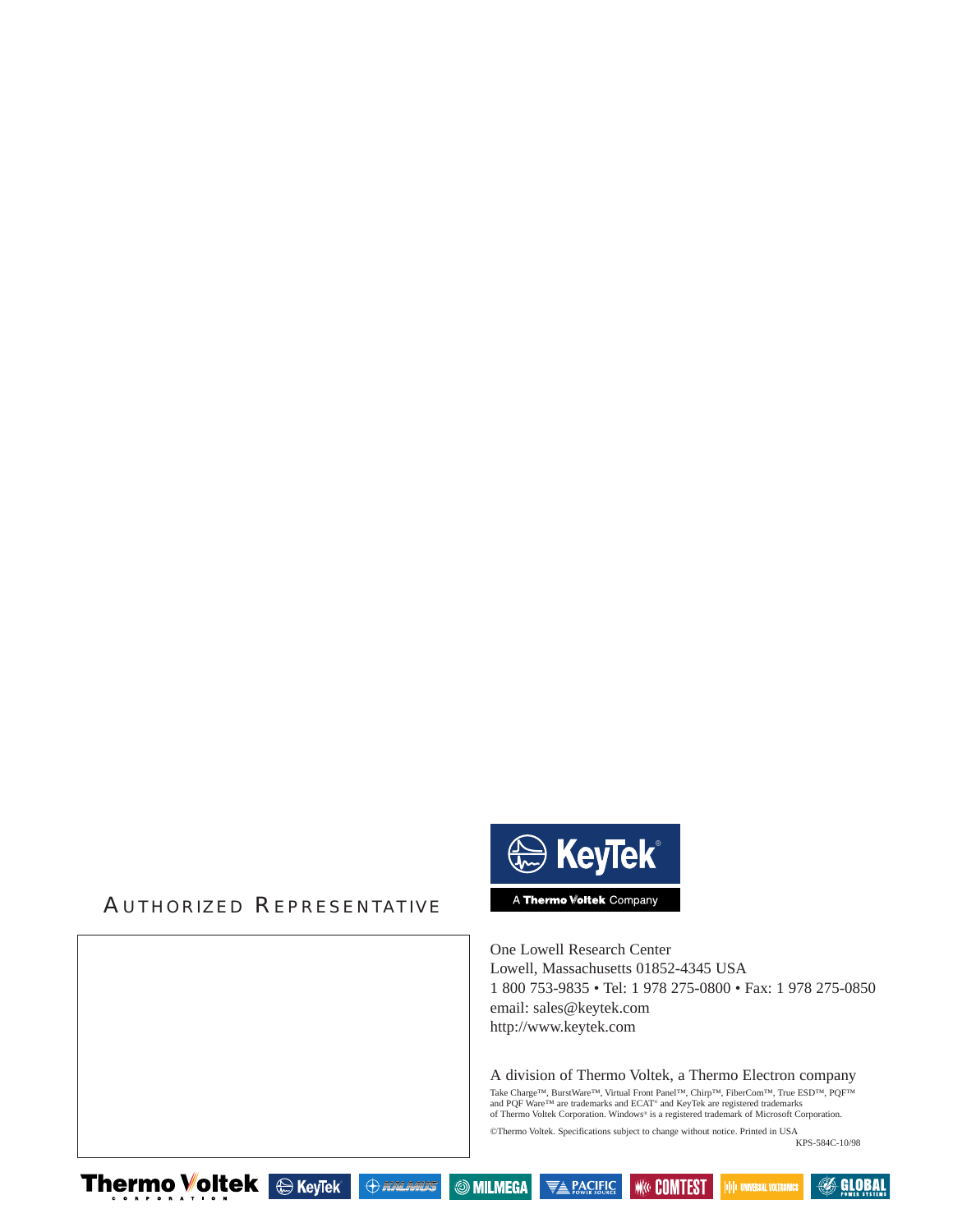## AUTHORIZED REPRESENTATIVE

KeyTek®

A Thermo Voltek Company

One Lowell Research Center
Lowell, Massachusetts 01852-4345 USA
1 800 753-9835 • Tel: 1 978 275-0800 • Fax: 1 978 275-0850
email: sales@keytek.com
http://www.keytek.com

A division of Thermo Voltek, a Thermo Electron company

Take Charge™, BurstWare™, Virtual Front Panel™, Chirp™, FiberCom™, True ESD™, PQF™ and PQF Ware™ are trademarks and ECAT® and KeyTek are registered trademarks of Thermo Voltek Corporation. Windows® is a registered trademark of Microsoft Corporation.

©Thermo Voltek. Specifications subject to change without notice. Printed in USA

KPS-584C-10/98

Thermo Voltek Corporation • KeyTek • Kalmus • Milmega • Pacific Power Source • Comtest • Universal Voltronics • Global Power Systems